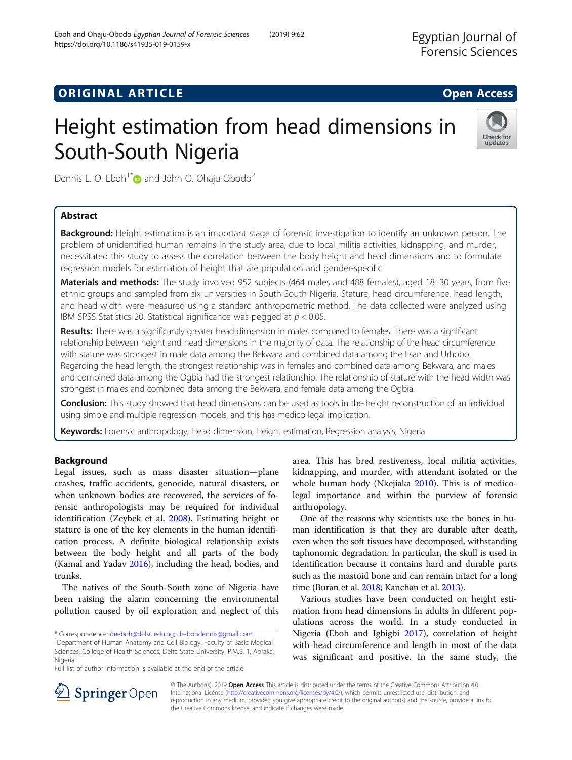ORIGINAL ARTICLE

Open Access

# Height estimation from head dimensions in South-South Nigeria

Dennis E. O. Eboh[1*] and John O. Ohaju-Obodo[2]

## Abstract

**Background:** Height estimation is an important stage of forensic investigation to identify an unknown person. The problem of unidentified human remains in the study area, due to local militia activities, kidnapping, and murder, necessitated this study to assess the correlation between the body height and head dimensions and to formulate regression models for estimation of height that are population and gender-specific.

**Materials and methods:** The study involved 952 subjects (464 males and 488 females), aged 18–30 years, from five ethnic groups and sampled from six universities in South-South Nigeria. Stature, head circumference, head length, and head width were measured using a standard anthropometric method. The data collected were analyzed using IBM SPSS Statistics 20. Statistical significance was pegged at $p < 0.05$.

**Results:** There was a significantly greater head dimension in males compared to females. There was a significant relationship between height and head dimensions in the majority of data. The relationship of the head circumference with stature was strongest in male data among the Bekwara and combined data among the Esan and Urhobo. Regarding the head length, the strongest relationship was in females and combined data among Bekwara, and males and combined data among the Ogbia had the strongest relationship. The relationship of stature with the head width was strongest in males and combined data among the Bekwara, and female data among the Ogbia.

**Conclusion:** This study showed that head dimensions can be used as tools in the height reconstruction of an individual using simple and multiple regression models, and this has medico-legal implication.

**Keywords:** Forensic anthropology, Head dimension, Height estimation, Regression analysis, Nigeria

## Background

Legal issues, such as mass disaster situation—plane crashes, traffic accidents, genocide, natural disasters, or when unknown bodies are recovered, the services of forensic anthropologists may be required for individual identification (Zeybek et al. 2008). Estimating height or stature is one of the key elements in the human identification process. A definite biological relationship exists between the body height and all parts of the body (Kamal and Yadav 2016), including the head, bodies, and trunks.

The natives of the South-South zone of Nigeria have been raising the alarm concerning the environmental pollution caused by oil exploration and neglect of this area. This has bred restiveness, local militia activities, kidnapping, and murder, with attendant isolated or the whole human body (Nkejiaka 2010). This is of medico-legal importance and within the purview of forensic anthropology.

One of the reasons why scientists use the bones in human identification is that they are durable after death, even when the soft tissues have decomposed, withstanding taphonomic degradation. In particular, the skull is used in identification because it contains hard and durable parts such as the mastoid bone and can remain intact for a long time (Buran et al. 2018; Kanchan et al. 2013).

Various studies have been conducted on height estimation from head dimensions in adults in different populations across the world. In a study conducted in Nigeria (Eboh and Igbigbi 2017), correlation of height with head circumference and length in most of the data was significant and positive. In the same study, the

\* Correspondence: deeboh@delsu.edu.ng; drebohdennis@gmail.com
[1]Department of Human Anatomy and Cell Biology, Faculty of Basic Medical Sciences, College of Health Sciences, Delta State University, P.M.B. 1, Abraka, Nigeria
Full list of author information is available at the end of the article

© The Author(s). 2019 **Open Access** This article is distributed under the terms of the Creative Commons Attribution 4.0 International License (http://creativecommons.org/licenses/by/4.0/), which permits unrestricted use, distribution, and reproduction in any medium, provided you give appropriate credit to the original author(s) and the source, provide a link to the Creative Commons license, and indicate if changes were made.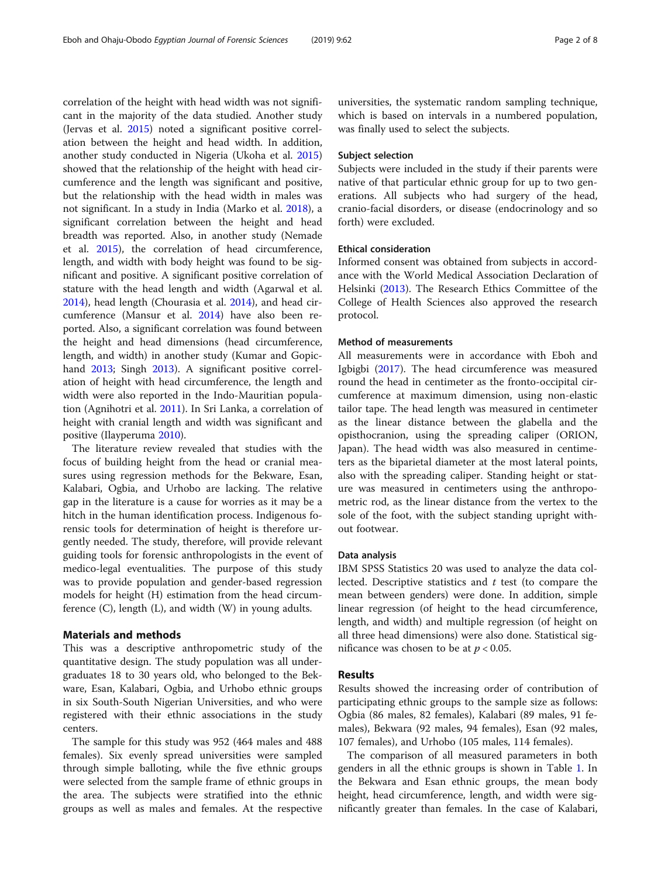correlation of the height with head width was not significant in the majority of the data studied. Another study (Jervas et al. 2015) noted a significant positive correlation between the height and head width. In addition, another study conducted in Nigeria (Ukoha et al. 2015) showed that the relationship of the height with head circumference and the length was significant and positive, but the relationship with the head width in males was not significant. In a study in India (Marko et al. 2018), a significant correlation between the height and head breadth was reported. Also, in another study (Nemade et al. 2015), the correlation of head circumference, length, and width with body height was found to be significant and positive. A significant positive correlation of stature with the head length and width (Agarwal et al. 2014), head length (Chourasia et al. 2014), and head circumference (Mansur et al. 2014) have also been reported. Also, a significant correlation was found between the height and head dimensions (head circumference, length, and width) in another study (Kumar and Gopichand 2013; Singh 2013). A significant positive correlation of height with head circumference, the length and width were also reported in the Indo-Mauritian population (Agnihotri et al. 2011). In Sri Lanka, a correlation of height with cranial length and width was significant and positive (Ilayperuma 2010).

The literature review revealed that studies with the focus of building height from the head or cranial measures using regression methods for the Bekware, Esan, Kalabari, Ogbia, and Urhobo are lacking. The relative gap in the literature is a cause for worries as it may be a hitch in the human identification process. Indigenous forensic tools for determination of height is therefore urgently needed. The study, therefore, will provide relevant guiding tools for forensic anthropologists in the event of medico-legal eventualities. The purpose of this study was to provide population and gender-based regression models for height (H) estimation from the head circumference (C), length (L), and width (W) in young adults.

## Materials and methods

This was a descriptive anthropometric study of the quantitative design. The study population was all undergraduates 18 to 30 years old, who belonged to the Bekware, Esan, Kalabari, Ogbia, and Urhobo ethnic groups in six South-South Nigerian Universities, and who were registered with their ethnic associations in the study centers.

The sample for this study was 952 (464 males and 488 females). Six evenly spread universities were sampled through simple balloting, while the five ethnic groups were selected from the sample frame of ethnic groups in the area. The subjects were stratified into the ethnic groups as well as males and females. At the respective universities, the systematic random sampling technique, which is based on intervals in a numbered population, was finally used to select the subjects.

### Subject selection

Subjects were included in the study if their parents were native of that particular ethnic group for up to two generations. All subjects who had surgery of the head, cranio-facial disorders, or disease (endocrinology and so forth) were excluded.

### Ethical consideration

Informed consent was obtained from subjects in accordance with the World Medical Association Declaration of Helsinki (2013). The Research Ethics Committee of the College of Health Sciences also approved the research protocol.

### Method of measurements

All measurements were in accordance with Eboh and Igbigbi (2017). The head circumference was measured round the head in centimeter as the fronto-occipital circumference at maximum dimension, using non-elastic tailor tape. The head length was measured in centimeter as the linear distance between the glabella and the opisthocranion, using the spreading caliper (ORION, Japan). The head width was also measured in centimeters as the biparietal diameter at the most lateral points, also with the spreading caliper. Standing height or stature was measured in centimeters using the anthropometric rod, as the linear distance from the vertex to the sole of the foot, with the subject standing upright without footwear.

### Data analysis

IBM SPSS Statistics 20 was used to analyze the data collected. Descriptive statistics and $t$ test (to compare the mean between genders) were done. In addition, simple linear regression (of height to the head circumference, length, and width) and multiple regression (of height on all three head dimensions) were also done. Statistical significance was chosen to be at $p < 0.05$.

## Results

Results showed the increasing order of contribution of participating ethnic groups to the sample size as follows: Ogbia (86 males, 82 females), Kalabari (89 males, 91 females), Bekwara (92 males, 94 females), Esan (92 males, 107 females), and Urhobo (105 males, 114 females).

The comparison of all measured parameters in both genders in all the ethnic groups is shown in Table 1. In the Bekwara and Esan ethnic groups, the mean body height, head circumference, length, and width were significantly greater than females. In the case of Kalabari,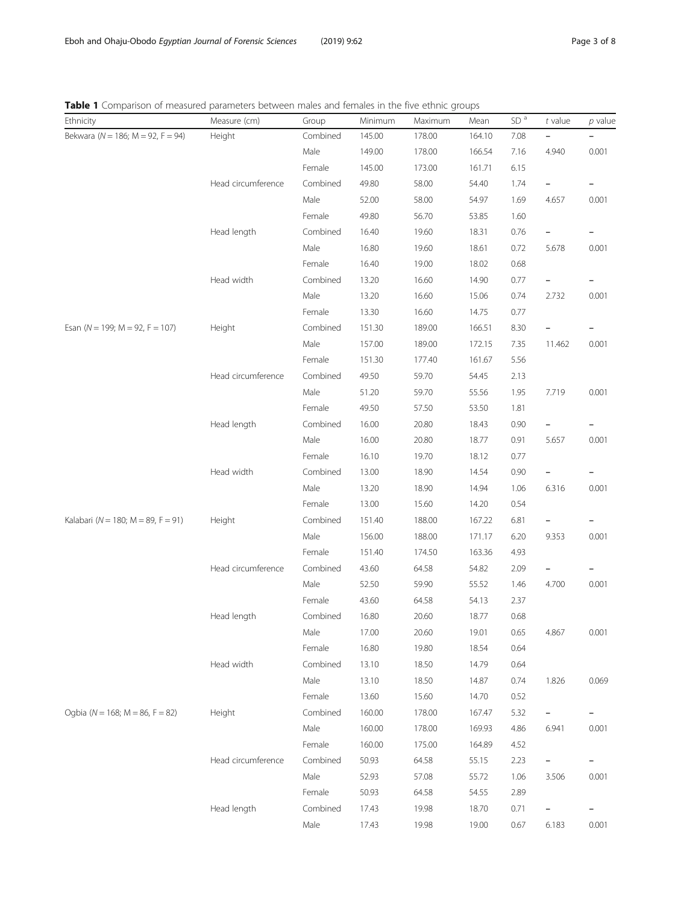**Table 1** Comparison of measured parameters between males and females in the five ethnic groups

| Ethnicity | Measure (cm) | Group | Minimum | Maximum | Mean | SD [a] | *t* value | *p* value |
|---|---|---|---|---|---|---|---|---|
| Bekwara (*N* = 186; M = 92, F = 94) | Height | Combined | 145.00 | 178.00 | 164.10 | 7.08 | – | – |
| | | Male | 149.00 | 178.00 | 166.54 | 7.16 | 4.940 | 0.001 |
| | | Female | 145.00 | 173.00 | 161.71 | 6.15 | | |
| | Head circumference | Combined | 49.80 | 58.00 | 54.40 | 1.74 | – | – |
| | | Male | 52.00 | 58.00 | 54.97 | 1.69 | 4.657 | 0.001 |
| | | Female | 49.80 | 56.70 | 53.85 | 1.60 | | |
| | Head length | Combined | 16.40 | 19.60 | 18.31 | 0.76 | – | – |
| | | Male | 16.80 | 19.60 | 18.61 | 0.72 | 5.678 | 0.001 |
| | | Female | 16.40 | 19.00 | 18.02 | 0.68 | | |
| | Head width | Combined | 13.20 | 16.60 | 14.90 | 0.77 | – | – |
| | | Male | 13.20 | 16.60 | 15.06 | 0.74 | 2.732 | 0.001 |
| | | Female | 13.30 | 16.60 | 14.75 | 0.77 | | |
| Esan (*N* = 199; M = 92, F = 107) | Height | Combined | 151.30 | 189.00 | 166.51 | 8.30 | – | – |
| | | Male | 157.00 | 189.00 | 172.15 | 7.35 | 11.462 | 0.001 |
| | | Female | 151.30 | 177.40 | 161.67 | 5.56 | | |
| | Head circumference | Combined | 49.50 | 59.70 | 54.45 | 2.13 | | |
| | | Male | 51.20 | 59.70 | 55.56 | 1.95 | 7.719 | 0.001 |
| | | Female | 49.50 | 57.50 | 53.50 | 1.81 | | |
| | Head length | Combined | 16.00 | 20.80 | 18.43 | 0.90 | – | – |
| | | Male | 16.00 | 20.80 | 18.77 | 0.91 | 5.657 | 0.001 |
| | | Female | 16.10 | 19.70 | 18.12 | 0.77 | | |
| | Head width | Combined | 13.00 | 18.90 | 14.54 | 0.90 | – | – |
| | | Male | 13.20 | 18.90 | 14.94 | 1.06 | 6.316 | 0.001 |
| | | Female | 13.00 | 15.60 | 14.20 | 0.54 | | |
| Kalabari (*N* = 180; M = 89, F = 91) | Height | Combined | 151.40 | 188.00 | 167.22 | 6.81 | – | – |
| | | Male | 156.00 | 188.00 | 171.17 | 6.20 | 9.353 | 0.001 |
| | | Female | 151.40 | 174.50 | 163.36 | 4.93 | | |
| | Head circumference | Combined | 43.60 | 64.58 | 54.82 | 2.09 | – | – |
| | | Male | 52.50 | 59.90 | 55.52 | 1.46 | 4.700 | 0.001 |
| | | Female | 43.60 | 64.58 | 54.13 | 2.37 | | |
| | Head length | Combined | 16.80 | 20.60 | 18.77 | 0.68 | | |
| | | Male | 17.00 | 20.60 | 19.01 | 0.65 | 4.867 | 0.001 |
| | | Female | 16.80 | 19.80 | 18.54 | 0.64 | | |
| | Head width | Combined | 13.10 | 18.50 | 14.79 | 0.64 | | |
| | | Male | 13.10 | 18.50 | 14.87 | 0.74 | 1.826 | 0.069 |
| | | Female | 13.60 | 15.60 | 14.70 | 0.52 | | |
| Ogbia (*N* = 168; M = 86, F = 82) | Height | Combined | 160.00 | 178.00 | 167.47 | 5.32 | – | – |
| | | Male | 160.00 | 178.00 | 169.93 | 4.86 | 6.941 | 0.001 |
| | | Female | 160.00 | 175.00 | 164.89 | 4.52 | | |
| | Head circumference | Combined | 50.93 | 64.58 | 55.15 | 2.23 | – | – |
| | | Male | 52.93 | 57.08 | 55.72 | 1.06 | 3.506 | 0.001 |
| | | Female | 50.93 | 64.58 | 54.55 | 2.89 | | |
| | Head length | Combined | 17.43 | 19.98 | 18.70 | 0.71 | – | – |
| | | Male | 17.43 | 19.98 | 19.00 | 0.67 | 6.183 | 0.001 |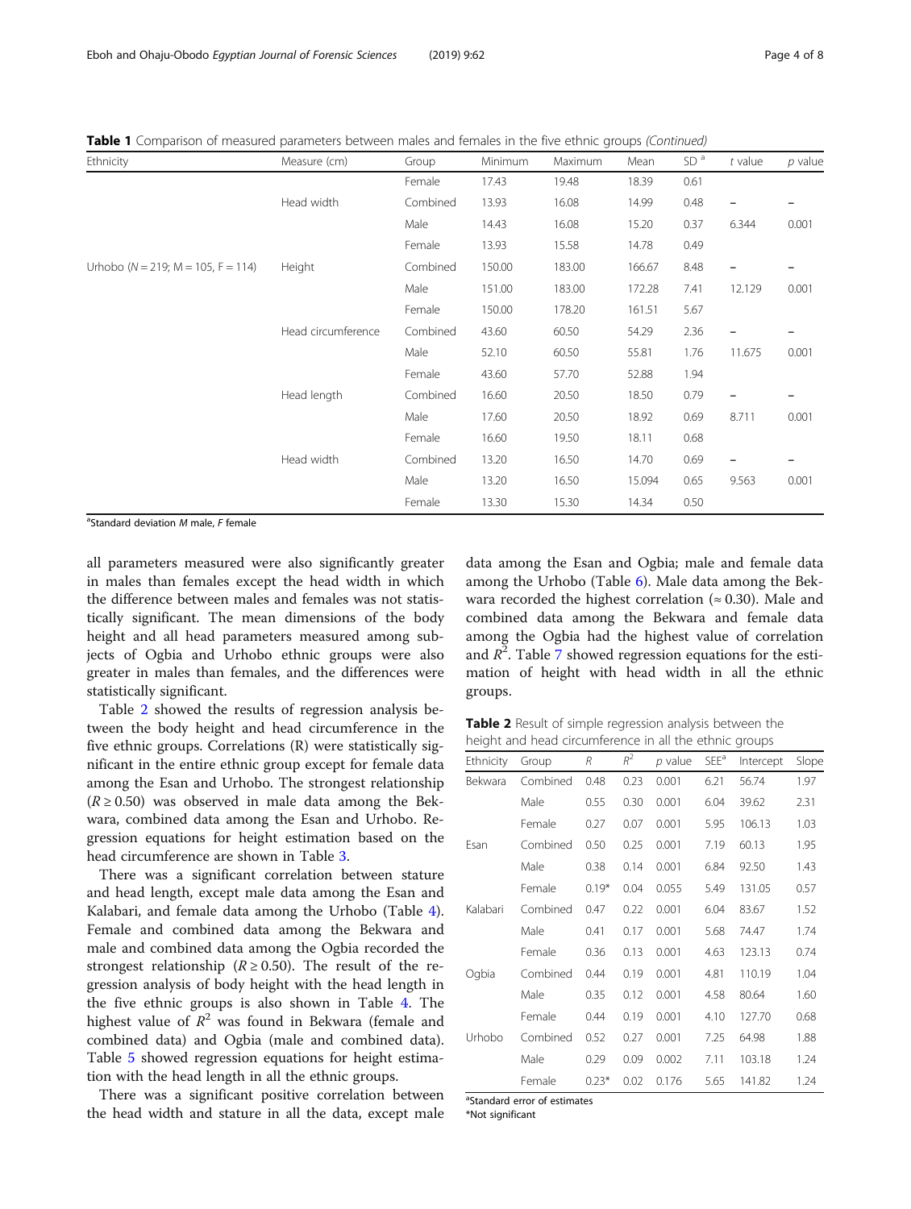**Table 1** Comparison of measured parameters between males and females in the five ethnic groups *(Continued)*

| Ethnicity | Measure (cm) | Group | Minimum | Maximum | Mean | SD [a] | *t* value | *p* value |
|---|---|---|---|---|---|---|---|---|
| | | Female | 17.43 | 19.48 | 18.39 | 0.61 | | |
| | Head width | Combined | 13.93 | 16.08 | 14.99 | 0.48 | – | – |
| | | Male | 14.43 | 16.08 | 15.20 | 0.37 | 6.344 | 0.001 |
| | | Female | 13.93 | 15.58 | 14.78 | 0.49 | | |
| Urhobo (N = 219; M = 105, F = 114) | Height | Combined | 150.00 | 183.00 | 166.67 | 8.48 | – | – |
| | | Male | 151.00 | 183.00 | 172.28 | 7.41 | 12.129 | 0.001 |
| | | Female | 150.00 | 178.20 | 161.51 | 5.67 | | |
| | Head circumference | Combined | 43.60 | 60.50 | 54.29 | 2.36 | – | – |
| | | Male | 52.10 | 60.50 | 55.81 | 1.76 | 11.675 | 0.001 |
| | | Female | 43.60 | 57.70 | 52.88 | 1.94 | | |
| | Head length | Combined | 16.60 | 20.50 | 18.50 | 0.79 | – | – |
| | | Male | 17.60 | 20.50 | 18.92 | 0.69 | 8.711 | 0.001 |
| | | Female | 16.60 | 19.50 | 18.11 | 0.68 | | |
| | Head width | Combined | 13.20 | 16.50 | 14.70 | 0.69 | – | – |
| | | Male | 13.20 | 16.50 | 15.094 | 0.65 | 9.563 | 0.001 |
| | | Female | 13.30 | 15.30 | 14.34 | 0.50 | | |

[a]Standard deviation *M* male, *F* female

all parameters measured were also significantly greater in males than females except the head width in which the difference between males and females was not statistically significant. The mean dimensions of the body height and all head parameters measured among subjects of Ogbia and Urhobo ethnic groups were also greater in males than females, and the differences were statistically significant.

Table 2 showed the results of regression analysis between the body height and head circumference in the five ethnic groups. Correlations (R) were statistically significant in the entire ethnic group except for female data among the Esan and Urhobo. The strongest relationship ($R \geq 0.50$) was observed in male data among the Bekwara, combined data among the Esan and Urhobo. Regression equations for height estimation based on the head circumference are shown in Table 3.

There was a significant correlation between stature and head length, except male data among the Esan and Kalabari, and female data among the Urhobo (Table 4). Female and combined data among the Bekwara and male and combined data among the Ogbia recorded the strongest relationship ($R \geq 0.50$). The result of the regression analysis of body height with the head length in the five ethnic groups is also shown in Table 4. The highest value of $R^2$ was found in Bekwara (female and combined data) and Ogbia (male and combined data). Table 5 showed regression equations for height estimation with the head length in all the ethnic groups.

There was a significant positive correlation between the head width and stature in all the data, except male data among the Esan and Ogbia; male and female data among the Urhobo (Table 6). Male data among the Bekwara recorded the highest correlation (≈ 0.30). Male and combined data among the Bekwara and female data among the Ogbia had the highest value of correlation and $R^2$. Table 7 showed regression equations for the estimation of height with head width in all the ethnic groups.

**Table 2** Result of simple regression analysis between the height and head circumference in all the ethnic groups

| Ethnicity | Group | *R* | $R^2$ | *p* value | SEE[a] | Intercept | Slope |
|---|---|---|---|---|---|---|---|
| Bekwara | Combined | 0.48 | 0.23 | 0.001 | 6.21 | 56.74 | 1.97 |
| | Male | 0.55 | 0.30 | 0.001 | 6.04 | 39.62 | 2.31 |
| | Female | 0.27 | 0.07 | 0.001 | 5.95 | 106.13 | 1.03 |
| Esan | Combined | 0.50 | 0.25 | 0.001 | 7.19 | 60.13 | 1.95 |
| | Male | 0.38 | 0.14 | 0.001 | 6.84 | 92.50 | 1.43 |
| | Female | 0.19* | 0.04 | 0.055 | 5.49 | 131.05 | 0.57 |
| Kalabari | Combined | 0.47 | 0.22 | 0.001 | 6.04 | 83.67 | 1.52 |
| | Male | 0.41 | 0.17 | 0.001 | 5.68 | 74.47 | 1.74 |
| | Female | 0.36 | 0.13 | 0.001 | 4.63 | 123.13 | 0.74 |
| Ogbia | Combined | 0.44 | 0.19 | 0.001 | 4.81 | 110.19 | 1.04 |
| | Male | 0.35 | 0.12 | 0.001 | 4.58 | 80.64 | 1.60 |
| | Female | 0.44 | 0.19 | 0.001 | 4.10 | 127.70 | 0.68 |
| Urhobo | Combined | 0.52 | 0.27 | 0.001 | 7.25 | 64.98 | 1.88 |
| | Male | 0.29 | 0.09 | 0.002 | 7.11 | 103.18 | 1.24 |
| | Female | 0.23* | 0.02 | 0.176 | 5.65 | 141.82 | 1.24 |

[a]Standard error of estimates
*Not significant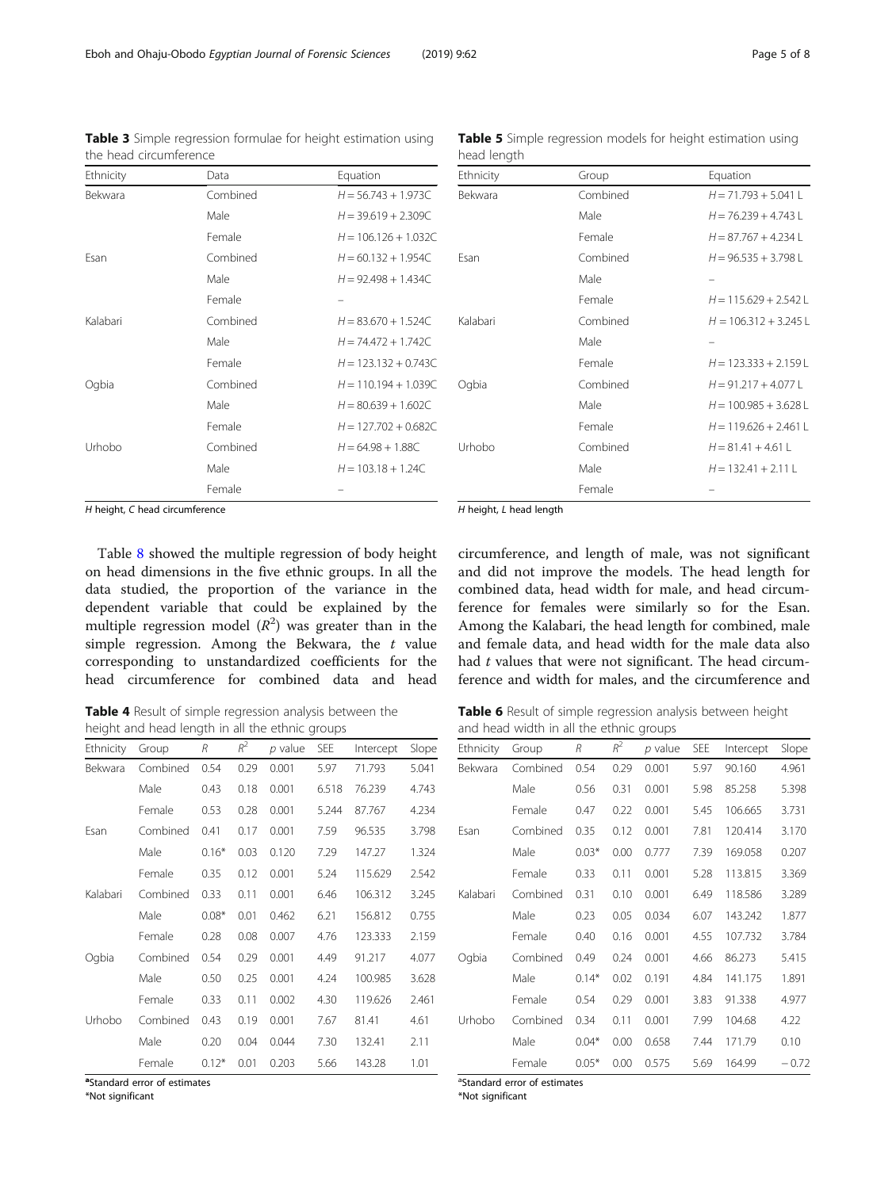**Table 3** Simple regression formulae for height estimation using the head circumference

| Ethnicity | Data | Equation |
|---|---|---|
| Bekwara | Combined | $H = 56.743 + 1.973C$ |
| | Male | $H = 39.619 + 2.309C$ |
| | Female | $H = 106.126 + 1.032C$ |
| Esan | Combined | $H = 60.132 + 1.954C$ |
| | Male | $H = 92.498 + 1.434C$ |
| | Female | – |
| Kalabari | Combined | $H = 83.670 + 1.524C$ |
| | Male | $H = 74.472 + 1.742C$ |
| | Female | $H = 123.132 + 0.743C$ |
| Ogbia | Combined | $H = 110.194 + 1.039C$ |
| | Male | $H = 80.639 + 1.602C$ |
| | Female | $H = 127.702 + 0.682C$ |
| Urhobo | Combined | $H = 64.98 + 1.88C$ |
| | Male | $H = 103.18 + 1.24C$ |
| | Female | – |

*H* height, *C* head circumference

**Table 5** Simple regression models for height estimation using head length

| Ethnicity | Group | Equation |
|---|---|---|
| Bekwara | Combined | $H = 71.793 + 5.041\,L$ |
| | Male | $H = 76.239 + 4.743\,L$ |
| | Female | $H = 87.767 + 4.234\,L$ |
| Esan | Combined | $H = 96.535 + 3.798\,L$ |
| | Male | – |
| | Female | $H = 115.629 + 2.542\,L$ |
| Kalabari | Combined | $H = 106.312 + 3.245\,L$ |
| | Male | – |
| | Female | $H = 123.333 + 2.159\,L$ |
| Ogbia | Combined | $H = 91.217 + 4.077\,L$ |
| | Male | $H = 100.985 + 3.628\,L$ |
| | Female | $H = 119.626 + 2.461\,L$ |
| Urhobo | Combined | $H = 81.41 + 4.61\,L$ |
| | Male | $H = 132.41 + 2.11\,L$ |
| | Female | – |

*H* height, *L* head length

Table 8 showed the multiple regression of body height on head dimensions in the five ethnic groups. In all the data studied, the proportion of the variance in the dependent variable that could be explained by the multiple regression model ($R^2$) was greater than in the simple regression. Among the Bekwara, the *t* value corresponding to unstandardized coefficients for the head circumference for combined data and head circumference, and length of male, was not significant and did not improve the models. The head length for combined data, head width for male, and head circumference for females were similarly so for the Esan. Among the Kalabari, the head length for combined, male and female data, and head width for the male data also had *t* values that were not significant. The head circumference and width for males, and the circumference and

**Table 4** Result of simple regression analysis between the height and head length in all the ethnic groups

| Ethnicity | Group | $R$ | $R^2$ | $p$ value | SEE | Intercept | Slope |
|---|---|---|---|---|---|---|---|
| Bekwara | Combined | 0.54 | 0.29 | 0.001 | 5.97 | 71.793 | 5.041 |
| | Male | 0.43 | 0.18 | 0.001 | 6.518 | 76.239 | 4.743 |
| | Female | 0.53 | 0.28 | 0.001 | 5.244 | 87.767 | 4.234 |
| Esan | Combined | 0.41 | 0.17 | 0.001 | 7.59 | 96.535 | 3.798 |
| | Male | 0.16* | 0.03 | 0.120 | 7.29 | 147.27 | 1.324 |
| | Female | 0.35 | 0.12 | 0.001 | 5.24 | 115.629 | 2.542 |
| Kalabari | Combined | 0.33 | 0.11 | 0.001 | 6.46 | 106.312 | 3.245 |
| | Male | 0.08* | 0.01 | 0.462 | 6.21 | 156.812 | 0.755 |
| | Female | 0.28 | 0.08 | 0.007 | 4.76 | 123.333 | 2.159 |
| Ogbia | Combined | 0.54 | 0.29 | 0.001 | 4.49 | 91.217 | 4.077 |
| | Male | 0.50 | 0.25 | 0.001 | 4.24 | 100.985 | 3.628 |
| | Female | 0.33 | 0.11 | 0.002 | 4.30 | 119.626 | 2.461 |
| Urhobo | Combined | 0.43 | 0.19 | 0.001 | 7.67 | 81.41 | 4.61 |
| | Male | 0.20 | 0.04 | 0.044 | 7.30 | 132.41 | 2.11 |
| | Female | 0.12* | 0.01 | 0.203 | 5.66 | 143.28 | 1.01 |

[a]Standard error of estimates
*Not significant

**Table 6** Result of simple regression analysis between height and head width in all the ethnic groups

| Ethnicity | Group | $R$ | $R^2$ | $p$ value | SEE | Intercept | Slope |
|---|---|---|---|---|---|---|---|
| Bekwara | Combined | 0.54 | 0.29 | 0.001 | 5.97 | 90.160 | 4.961 |
| | Male | 0.56 | 0.31 | 0.001 | 5.98 | 85.258 | 5.398 |
| | Female | 0.47 | 0.22 | 0.001 | 5.45 | 106.665 | 3.731 |
| Esan | Combined | 0.35 | 0.12 | 0.001 | 7.81 | 120.414 | 3.170 |
| | Male | 0.03* | 0.00 | 0.777 | 7.39 | 169.058 | 0.207 |
| | Female | 0.33 | 0.11 | 0.001 | 5.28 | 113.815 | 3.369 |
| Kalabari | Combined | 0.31 | 0.10 | 0.001 | 6.49 | 118.586 | 3.289 |
| | Male | 0.23 | 0.05 | 0.034 | 6.07 | 143.242 | 1.877 |
| | Female | 0.40 | 0.16 | 0.001 | 4.55 | 107.732 | 3.784 |
| Ogbia | Combined | 0.49 | 0.24 | 0.001 | 4.66 | 86.273 | 5.415 |
| | Male | 0.14* | 0.02 | 0.191 | 4.84 | 141.175 | 1.891 |
| | Female | 0.54 | 0.29 | 0.001 | 3.83 | 91.338 | 4.977 |
| Urhobo | Combined | 0.34 | 0.11 | 0.001 | 7.99 | 104.68 | 4.22 |
| | Male | 0.04* | 0.00 | 0.658 | 7.44 | 171.79 | 0.10 |
| | Female | 0.05* | 0.00 | 0.575 | 5.69 | 164.99 | −0.72 |

[a]Standard error of estimates
*Not significant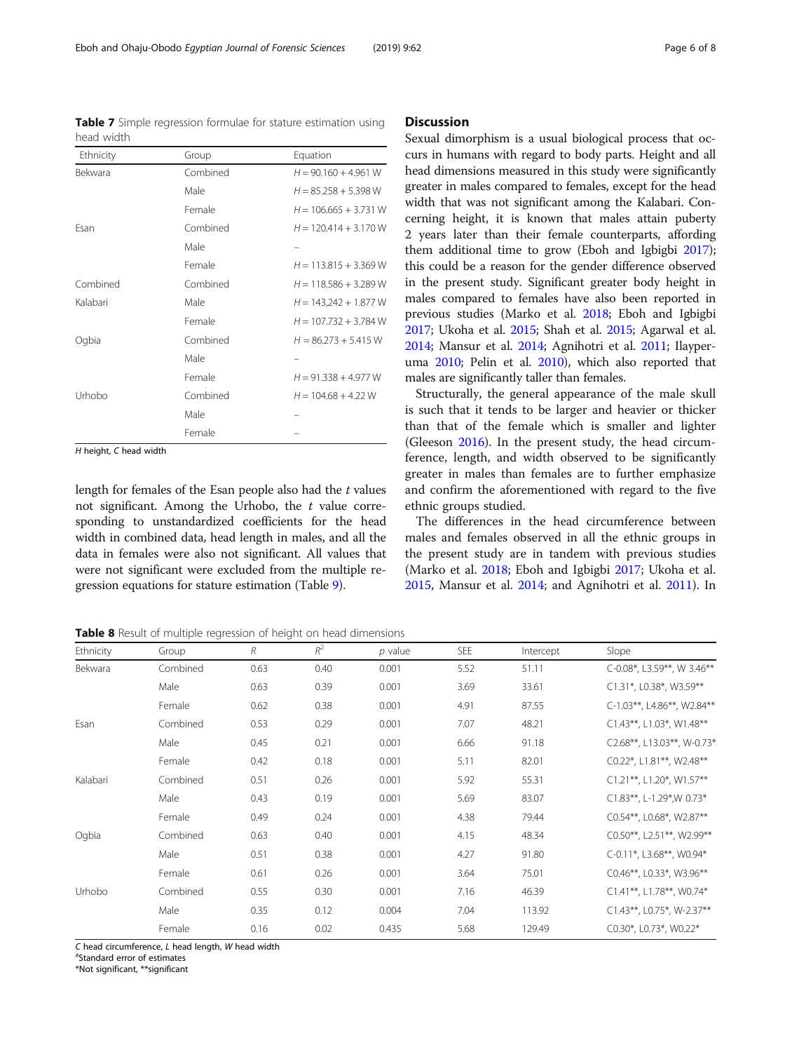**Table 7** Simple regression formulae for stature estimation using head width

| Ethnicity | Group | Equation |
|---|---|---|
| Bekwara | Combined | $H = 90.160 + 4.961\ W$ |
| | Male | $H = 85.258 + 5.398\ W$ |
| | Female | $H = 106.665 + 3.731\ W$ |
| Esan | Combined | $H = 120.414 + 3.170\ W$ |
| | Male | – |
| | Female | $H = 113.815 + 3.369\ W$ |
| Combined | Combined | $H = 118.586 + 3.289\ W$ |
| Kalabari | Male | $H = 143,242 + 1.877\ W$ |
| | Female | $H = 107.732 + 3.784\ W$ |
| Ogbia | Combined | $H = 86.273 + 5.415\ W$ |
| | Male | – |
| | Female | $H = 91.338 + 4.977\ W$ |
| Urhobo | Combined | $H = 104.68 + 4.22\ W$ |
| | Male | – |
| | Female | – |

*H* height, *C* head width

length for females of the Esan people also had the *t* values not significant. Among the Urhobo, the *t* value corresponding to unstandardized coefficients for the head width in combined data, head length in males, and all the data in females were also not significant. All values that were not significant were excluded from the multiple regression equations for stature estimation (Table 9).

## Discussion

Sexual dimorphism is a usual biological process that occurs in humans with regard to body parts. Height and all head dimensions measured in this study were significantly greater in males compared to females, except for the head width that was not significant among the Kalabari. Concerning height, it is known that males attain puberty 2 years later than their female counterparts, affording them additional time to grow (Eboh and Igbigbi 2017); this could be a reason for the gender difference observed in the present study. Significant greater body height in males compared to females have also been reported in previous studies (Marko et al. 2018; Eboh and Igbigbi 2017; Ukoha et al. 2015; Shah et al. 2015; Agarwal et al. 2014; Mansur et al. 2014; Agnihotri et al. 2011; Ilayperuma 2010; Pelin et al. 2010), which also reported that males are significantly taller than females.

Structurally, the general appearance of the male skull is such that it tends to be larger and heavier or thicker than that of the female which is smaller and lighter (Gleeson 2016). In the present study, the head circumference, length, and width observed to be significantly greater in males than females are to further emphasize and confirm the aforementioned with regard to the five ethnic groups studied.

The differences in the head circumference between males and females observed in all the ethnic groups in the present study are in tandem with previous studies (Marko et al. 2018; Eboh and Igbigbi 2017; Ukoha et al. 2015, Mansur et al. 2014; and Agnihotri et al. 2011). In

**Table 8** Result of multiple regression of height on head dimensions

| Ethnicity | Group | *R* | $R^2$ | *p* value | SEE | Intercept | Slope |
|---|---|---|---|---|---|---|---|
| Bekwara | Combined | 0.63 | 0.40 | 0.001 | 5.52 | 51.11 | C-0.08*, L3.59**, W 3.46** |
| | Male | 0.63 | 0.39 | 0.001 | 3.69 | 33.61 | C1.31*, L0.38*, W3.59** |
| | Female | 0.62 | 0.38 | 0.001 | 4.91 | 87.55 | C-1.03**, L4.86**, W2.84** |
| Esan | Combined | 0.53 | 0.29 | 0.001 | 7.07 | 48.21 | C1.43**, L1.03*, W1.48** |
| | Male | 0.45 | 0.21 | 0.001 | 6.66 | 91.18 | C2.68**, L13.03**, W-0.73* |
| | Female | 0.42 | 0.18 | 0.001 | 5.11 | 82.01 | C0.22*, L1.81**, W2.48** |
| Kalabari | Combined | 0.51 | 0.26 | 0.001 | 5.92 | 55.31 | C1.21**, L1.20*, W1.57** |
| | Male | 0.43 | 0.19 | 0.001 | 5.69 | 83.07 | C1.83**, L-1.29*,W 0.73* |
| | Female | 0.49 | 0.24 | 0.001 | 4.38 | 79.44 | C0.54**, L0.68*, W2.87** |
| Ogbia | Combined | 0.63 | 0.40 | 0.001 | 4.15 | 48.34 | C0.50**, L2.51**, W2.99** |
| | Male | 0.51 | 0.38 | 0.001 | 4.27 | 91.80 | C-0.11*, L3.68**, W0.94* |
| | Female | 0.61 | 0.26 | 0.001 | 3.64 | 75.01 | C0.46**, L0.33*, W3.96** |
| Urhobo | Combined | 0.55 | 0.30 | 0.001 | 7.16 | 46.39 | C1.41**, L1.78**, W0.74* |
| | Male | 0.35 | 0.12 | 0.004 | 7.04 | 113.92 | C1.43**, L0.75*, W-2.37** |
| | Female | 0.16 | 0.02 | 0.435 | 5.68 | 129.49 | C0.30*, L0.73*, W0.22* |

*C* head circumference, *L* head length, *W* head width

[a]Standard error of estimates

*Not significant, **significant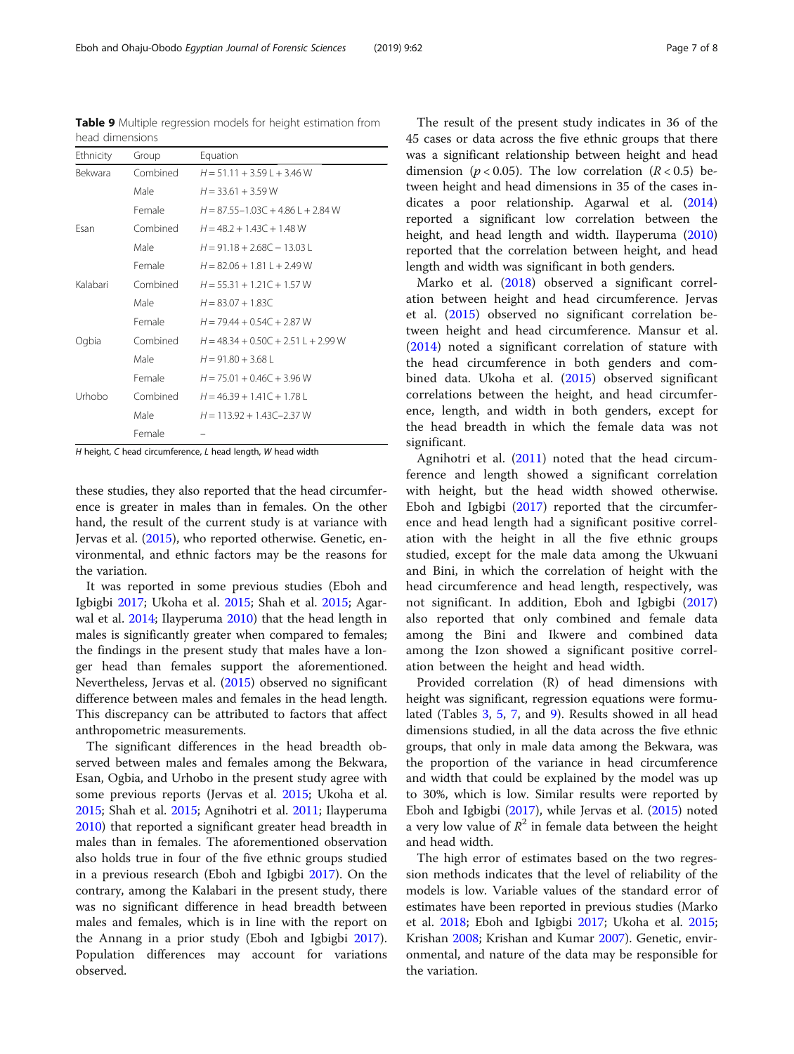**Table 9** Multiple regression models for height estimation from head dimensions

| Ethnicity | Group | Equation |
|---|---|---|
| Bekwara | Combined | $H = 51.11 + 3.59\,L + 3.46\,W$ |
| | Male | $H = 33.61 + 3.59\,W$ |
| | Female | $H = 87.55–1.03C + 4.86\,L + 2.84\,W$ |
| Esan | Combined | $H = 48.2 + 1.43C + 1.48\,W$ |
| | Male | $H = 91.18 + 2.68C − 13.03\,L$ |
| | Female | $H = 82.06 + 1.81\,L + 2.49\,W$ |
| Kalabari | Combined | $H = 55.31 + 1.21C + 1.57\,W$ |
| | Male | $H = 83.07 + 1.83C$ |
| | Female | $H = 79.44 + 0.54C + 2.87\,W$ |
| Ogbia | Combined | $H = 48.34 + 0.50C + 2.51\,L + 2.99\,W$ |
| | Male | $H = 91.80 + 3.68\,L$ |
| | Female | $H = 75.01 + 0.46C + 3.96\,W$ |
| Urhobo | Combined | $H = 46.39 + 1.41C + 1.78\,L$ |
| | Male | $H = 113.92 + 1.43C–2.37\,W$ |
| | Female | – |

*H* height, *C* head circumference, *L* head length, *W* head width

these studies, they also reported that the head circumference is greater in males than in females. On the other hand, the result of the current study is at variance with Jervas et al. (2015), who reported otherwise. Genetic, environmental, and ethnic factors may be the reasons for the variation.

It was reported in some previous studies (Eboh and Igbigbi 2017; Ukoha et al. 2015; Shah et al. 2015; Agarwal et al. 2014; Ilayperuma 2010) that the head length in males is significantly greater when compared to females; the findings in the present study that males have a longer head than females support the aforementioned. Nevertheless, Jervas et al. (2015) observed no significant difference between males and females in the head length. This discrepancy can be attributed to factors that affect anthropometric measurements.

The significant differences in the head breadth observed between males and females among the Bekwara, Esan, Ogbia, and Urhobo in the present study agree with some previous reports (Jervas et al. 2015; Ukoha et al. 2015; Shah et al. 2015; Agnihotri et al. 2011; Ilayperuma 2010) that reported a significant greater head breadth in males than in females. The aforementioned observation also holds true in four of the five ethnic groups studied in a previous research (Eboh and Igbigbi 2017). On the contrary, among the Kalabari in the present study, there was no significant difference in head breadth between males and females, which is in line with the report on the Annang in a prior study (Eboh and Igbigbi 2017). Population differences may account for variations observed.

The result of the present study indicates in 36 of the 45 cases or data across the five ethnic groups that there was a significant relationship between height and head dimension ($p < 0.05$). The low correlation ($R < 0.5$) between height and head dimensions in 35 of the cases indicates a poor relationship. Agarwal et al. (2014) reported a significant low correlation between the height, and head length and width. Ilayperuma (2010) reported that the correlation between height, and head length and width was significant in both genders.

Marko et al. (2018) observed a significant correlation between height and head circumference. Jervas et al. (2015) observed no significant correlation between height and head circumference. Mansur et al. (2014) noted a significant correlation of stature with the head circumference in both genders and combined data. Ukoha et al. (2015) observed significant correlations between the height, and head circumference, length, and width in both genders, except for the head breadth in which the female data was not significant.

Agnihotri et al. (2011) noted that the head circumference and length showed a significant correlation with height, but the head width showed otherwise. Eboh and Igbigbi (2017) reported that the circumference and head length had a significant positive correlation with the height in all the five ethnic groups studied, except for the male data among the Ukwuani and Bini, in which the correlation of height with the head circumference and head length, respectively, was not significant. In addition, Eboh and Igbigbi (2017) also reported that only combined and female data among the Bini and Ikwere and combined data among the Izon showed a significant positive correlation between the height and head width.

Provided correlation (R) of head dimensions with height was significant, regression equations were formulated (Tables 3, 5, 7, and 9). Results showed in all head dimensions studied, in all the data across the five ethnic groups, that only in male data among the Bekwara, was the proportion of the variance in head circumference and width that could be explained by the model was up to 30%, which is low. Similar results were reported by Eboh and Igbigbi (2017), while Jervas et al. (2015) noted a very low value of $R^2$ in female data between the height and head width.

The high error of estimates based on the two regression methods indicates that the level of reliability of the models is low. Variable values of the standard error of estimates have been reported in previous studies (Marko et al. 2018; Eboh and Igbigbi 2017; Ukoha et al. 2015; Krishan 2008; Krishan and Kumar 2007). Genetic, environmental, and nature of the data may be responsible for the variation.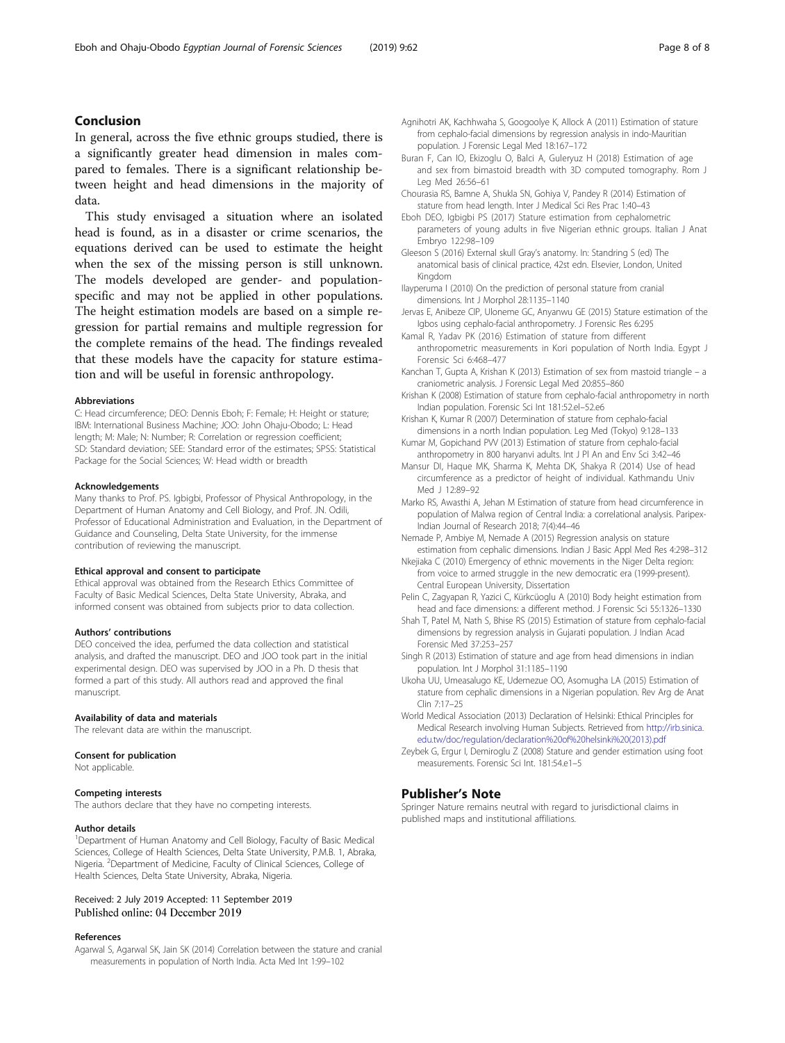## Conclusion

In general, across the five ethnic groups studied, there is a significantly greater head dimension in males compared to females. There is a significant relationship between height and head dimensions in the majority of data.

This study envisaged a situation where an isolated head is found, as in a disaster or crime scenarios, the equations derived can be used to estimate the height when the sex of the missing person is still unknown. The models developed are gender- and population-specific and may not be applied in other populations. The height estimation models are based on a simple regression for partial remains and multiple regression for the complete remains of the head. The findings revealed that these models have the capacity for stature estimation and will be useful in forensic anthropology.

### Abbreviations

C: Head circumference; DEO: Dennis Eboh; F: Female; H: Height or stature; IBM: International Business Machine; JOO: John Ohaju-Obodo; L: Head length; M: Male; N: Number; R: Correlation or regression coefficient; SD: Standard deviation; SEE: Standard error of the estimates; SPSS: Statistical Package for the Social Sciences; W: Head width or breadth

### Acknowledgements

Many thanks to Prof. PS. Igbigbi, Professor of Physical Anthropology, in the Department of Human Anatomy and Cell Biology, and Prof. JN. Odili, Professor of Educational Administration and Evaluation, in the Department of Guidance and Counseling, Delta State University, for the immense contribution of reviewing the manuscript.

### Ethical approval and consent to participate

Ethical approval was obtained from the Research Ethics Committee of Faculty of Basic Medical Sciences, Delta State University, Abraka, and informed consent was obtained from subjects prior to data collection.

### Authors' contributions

DEO conceived the idea, perfumed the data collection and statistical analysis, and drafted the manuscript. DEO and JOO took part in the initial experimental design. DEO was supervised by JOO in a Ph. D thesis that formed a part of this study. All authors read and approved the final manuscript.

### Availability of data and materials

The relevant data are within the manuscript.

### Consent for publication

Not applicable.

### Competing interests

The authors declare that they have no competing interests.

### Author details

[1]Department of Human Anatomy and Cell Biology, Faculty of Basic Medical Sciences, College of Health Sciences, Delta State University, P.M.B. 1, Abraka, Nigeria. [2]Department of Medicine, Faculty of Clinical Sciences, College of Health Sciences, Delta State University, Abraka, Nigeria.

Received: 2 July 2019 Accepted: 11 September 2019
Published online: 04 December 2019

### References

Agarwal S, Agarwal SK, Jain SK (2014) Correlation between the stature and cranial measurements in population of North India. Acta Med Int 1:99–102

Agnihotri AK, Kachhwaha S, Googoolye K, Allock A (2011) Estimation of stature from cephalo-facial dimensions by regression analysis in indo-Mauritian population. J Forensic Legal Med 18:167–172

Buran F, Can IO, Ekizoglu O, Balci A, Guleryuz H (2018) Estimation of age and sex from bimastoid breadth with 3D computed tomography. Rom J Leg Med 26:56–61

Chourasia RS, Bamne A, Shukla SN, Gohiya V, Pandey R (2014) Estimation of stature from head length. Inter J Medical Sci Res Prac 1:40–43

Eboh DEO, Igbigbi PS (2017) Stature estimation from cephalometric parameters of young adults in five Nigerian ethnic groups. Italian J Anat Embryo 122:98–109

Gleeson S (2016) External skull Gray's anatomy. In: Standring S (ed) The anatomical basis of clinical practice, 42st edn. Elsevier, London, United Kingdom

Ilayperuma I (2010) On the prediction of personal stature from cranial dimensions. Int J Morphol 28:1135–1140

Jervas E, Anibeze CIP, Uloneme GC, Anyanwu GE (2015) Stature estimation of the Igbos using cephalo-facial anthropometry. J Forensic Res 6:295

Kamal R, Yadav PK (2016) Estimation of stature from different anthropometric measurements in Kori population of North India. Egypt J Forensic Sci 6:468–477

Kanchan T, Gupta A, Krishan K (2013) Estimation of sex from mastoid triangle – a craniometric analysis. J Forensic Legal Med 20:855–860

Krishan K (2008) Estimation of stature from cephalo-facial anthropometry in north Indian population. Forensic Sci Int 181:52.el–52.e6

Krishan K, Kumar R (2007) Determination of stature from cephalo-facial dimensions in a north Indian population. Leg Med (Tokyo) 9:128–133

Kumar M, Gopichand PVV (2013) Estimation of stature from cephalo-facial anthropometry in 800 haryanvi adults. Int J Pl An and Env Sci 3:42–46

Mansur DI, Haque MK, Sharma K, Mehta DK, Shakya R (2014) Use of head circumference as a predictor of height of individual. Kathmandu Univ Med J 12:89–92

Marko RS, Awasthi A, Jehan M Estimation of stature from head circumference in population of Malwa region of Central India: a correlational analysis. Paripex-Indian Journal of Research 2018; 7(4):44–46

Nemade P, Ambiye M, Nemade A (2015) Regression analysis on stature estimation from cephalic dimensions. Indian J Basic Appl Med Res 4:298–312

Nkejiaka C (2010) Emergency of ethnic movements in the Niger Delta region: from voice to armed struggle in the new democratic era (1999-present). Central European University, Dissertation

Pelin C, Zagyapan R, Yazici C, Kürkcüoglu A (2010) Body height estimation from head and face dimensions: a different method. J Forensic Sci 55:1326–1330

Shah T, Patel M, Nath S, Bhise RS (2015) Estimation of stature from cephalo-facial dimensions by regression analysis in Gujarati population. J Indian Acad Forensic Med 37:253–257

Singh R (2013) Estimation of stature and age from head dimensions in indian population. Int J Morphol 31:1185–1190

Ukoha UU, Umeasalugo KE, Udemezue OO, Asomugha LA (2015) Estimation of stature from cephalic dimensions in a Nigerian population. Rev Arg de Anat Clin 7:17–25

World Medical Association (2013) Declaration of Helsinki: Ethical Principles for Medical Research involving Human Subjects. Retrieved from http://irb.sinica.edu.tw/doc/regulation/declaration%20of%20helsinki%20(2013).pdf

Zeybek G, Ergur I, Demiroglu Z (2008) Stature and gender estimation using foot measurements. Forensic Sci Int. 181:54.e1–5

## Publisher's Note

Springer Nature remains neutral with regard to jurisdictional claims in published maps and institutional affiliations.